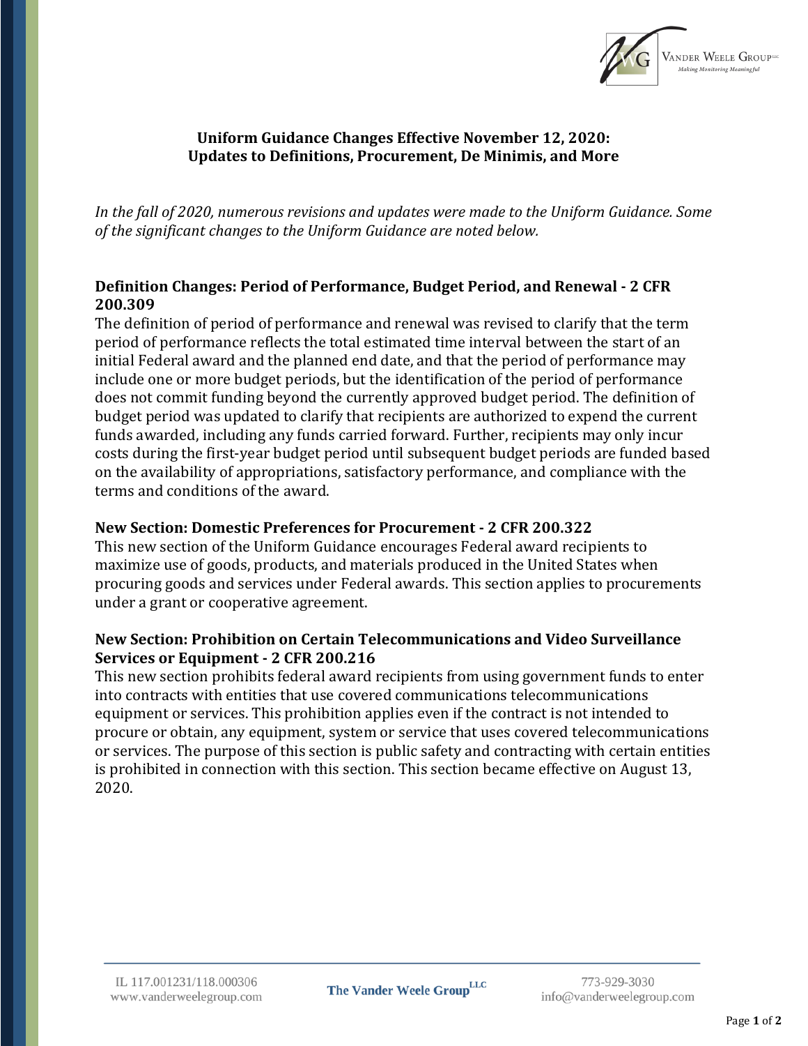# Uniform Guidance Changes Effective November 12, 2020: Updates to Definitions, Procurement, De Minimis, and More

*In the fall of 2020, numerous revisions and updates were made to the Uniform Guidance. Some of the significant changes to the Uniform Guidance are noted below.*

## Definition Changes: Period of Performance, Budget Period, and Renewal - 2 CFR 200.309

The definition of period of performance and renewal was revised to clarify that the term period of performance reflects the total estimated time interval between the start of an initial Federal award and the planned end date, and that the period of performance may include one or more budget periods, but the identification of the period of performance does not commit funding beyond the currently approved budget period. The definition of budget period was updated to clarify that recipients are authorized to expend the current funds awarded, including any funds carried forward. Further, recipients may only incur costs during the first-year budget period until subsequent budget periods are funded based on the availability of appropriations, satisfactory performance, and compliance with the terms and conditions of the award.

## New Section: Domestic Preferences for Procurement - 2 CFR 200.322

This new section of the Uniform Guidance encourages Federal award recipients to maximize use of goods, products, and materials produced in the United States when procuring goods and services under Federal awards. This section applies to procurements under a grant or cooperative agreement.

## New Section: Prohibition on Certain Telecommunications and Video Surveillance Services or Equipment - 2 CFR 200.216

This new section prohibits federal award recipients from using government funds to enter into contracts with entities that use covered communications telecommunications equipment or services. This prohibition applies even if the contract is not intended to procure or obtain, any equipment, system or service that uses covered telecommunications or services. The purpose of this section is public safety and contracting with certain entities is prohibited in connection with this section. This section became effective on August 13, 2020.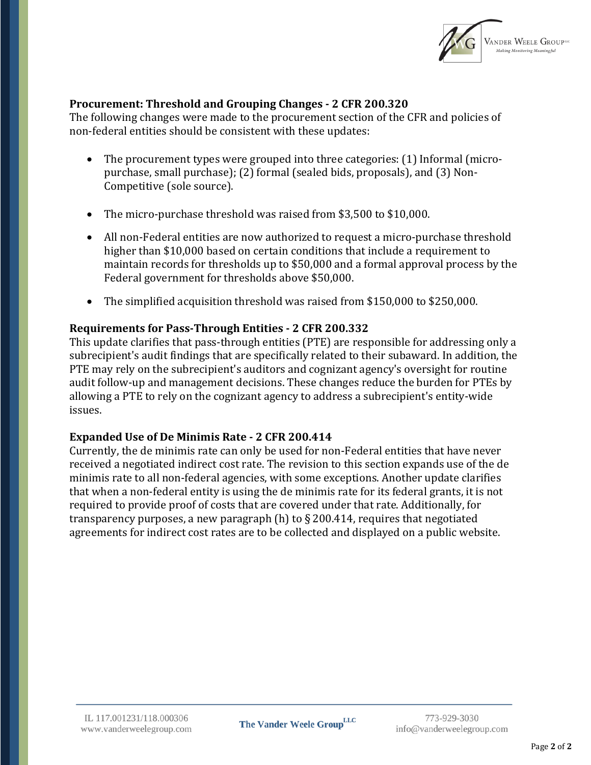### Procurement: Threshold and Grouping Changes - 2 CFR 200.320

The following changes were made to the procurement section of the CFR and policies of non-federal entities should be consistent with these updates:

- The procurement types were grouped into three categories: (1) Informal (micro-purchase, small purchase); (2) formal (sealed bids, proposals), and (3) Non-Competitive (sole source).
- The micro-purchase threshold was raised from $3,500 to $10,000.
- All non-Federal entities are now authorized to request a micro-purchase threshold higher than $10,000 based on certain conditions that include a requirement to maintain records for thresholds up to $50,000 and a formal approval process by the Federal government for thresholds above $50,000.
- The simplified acquisition threshold was raised from $150,000 to $250,000.

### Requirements for Pass-Through Entities - 2 CFR 200.332

This update clarifies that pass-through entities (PTE) are responsible for addressing only a subrecipient's audit findings that are specifically related to their subaward. In addition, the PTE may rely on the subrecipient's auditors and cognizant agency's oversight for routine audit follow-up and management decisions. These changes reduce the burden for PTEs by allowing a PTE to rely on the cognizant agency to address a subrecipient's entity-wide issues.

### Expanded Use of De Minimis Rate - 2 CFR 200.414

Currently, the de minimis rate can only be used for non-Federal entities that have never received a negotiated indirect cost rate. The revision to this section expands use of the de minimis rate to all non-federal agencies, with some exceptions. Another update clarifies that when a non-federal entity is using the de minimis rate for its federal grants, it is not required to provide proof of costs that are covered under that rate. Additionally, for transparency purposes, a new paragraph (h) to § 200.414, requires that negotiated agreements for indirect cost rates are to be collected and displayed on a public website.